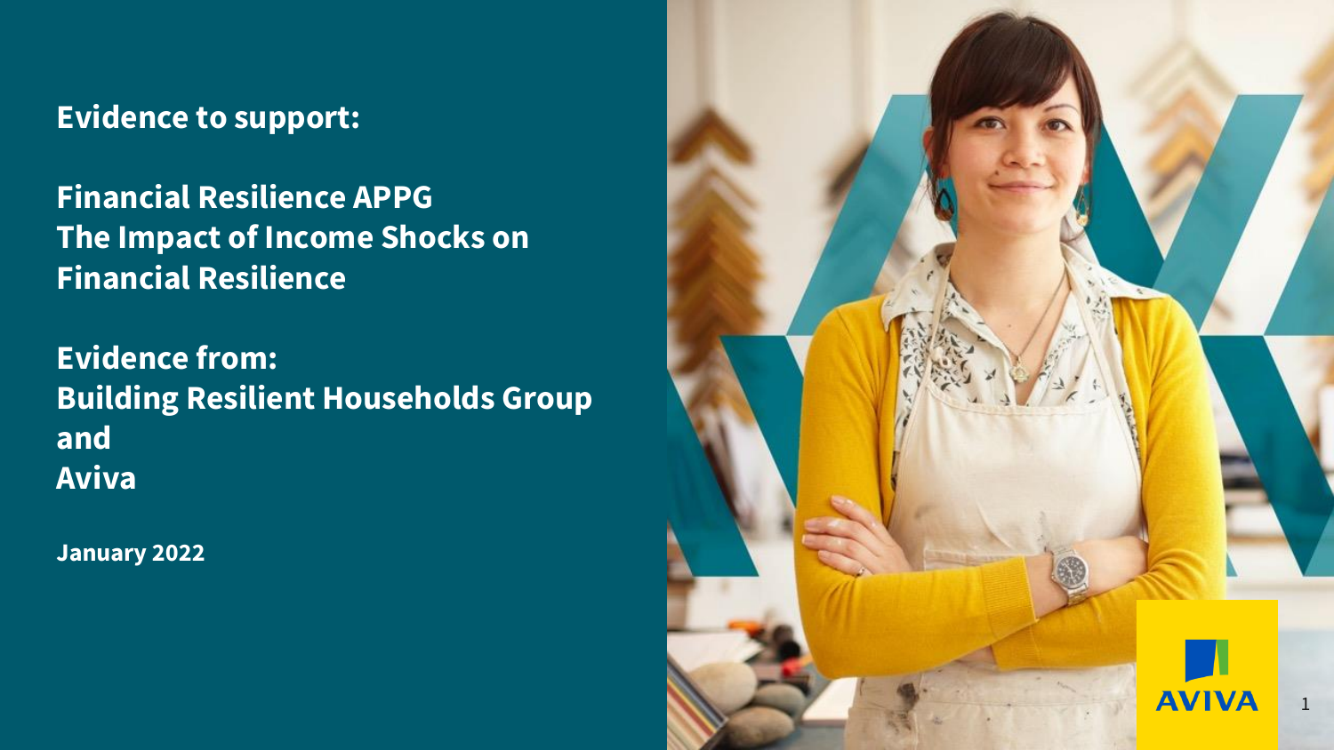**Evidence to support:**

# Financial Resilience APPG
# The Impact of Income Shocks on Financial Resilience

**Evidence from:**
**Building Resilient Households Group**
**and**
**Aviva**

**January 2022**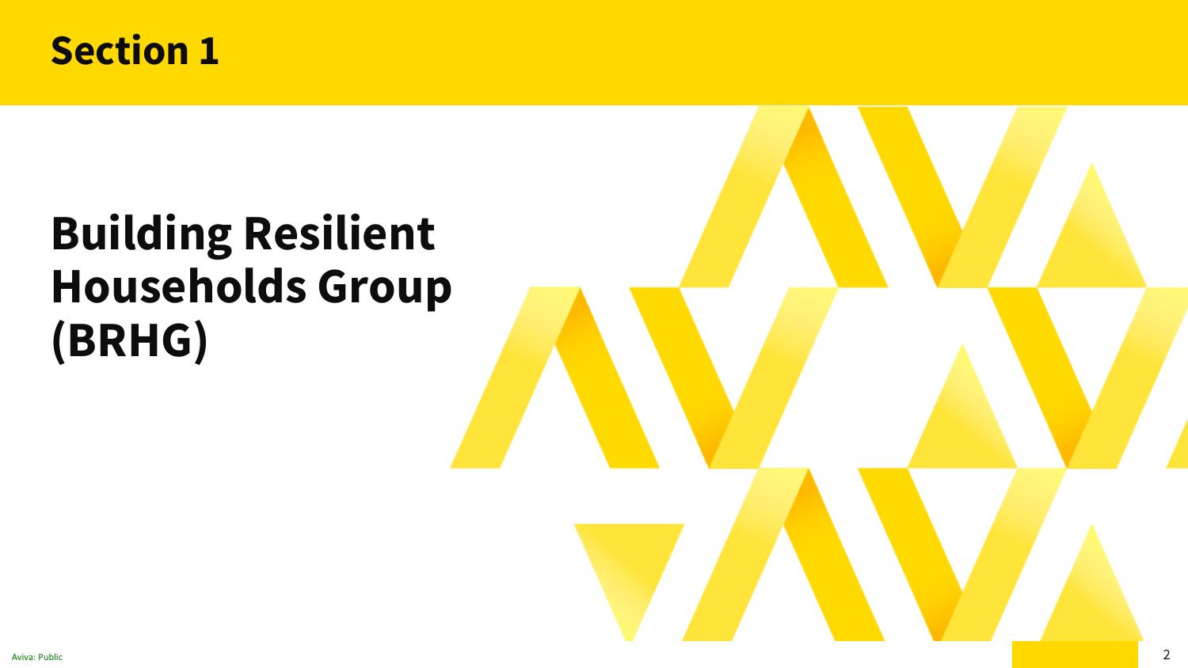## Section 1

# Building Resilient Households Group (BRHG)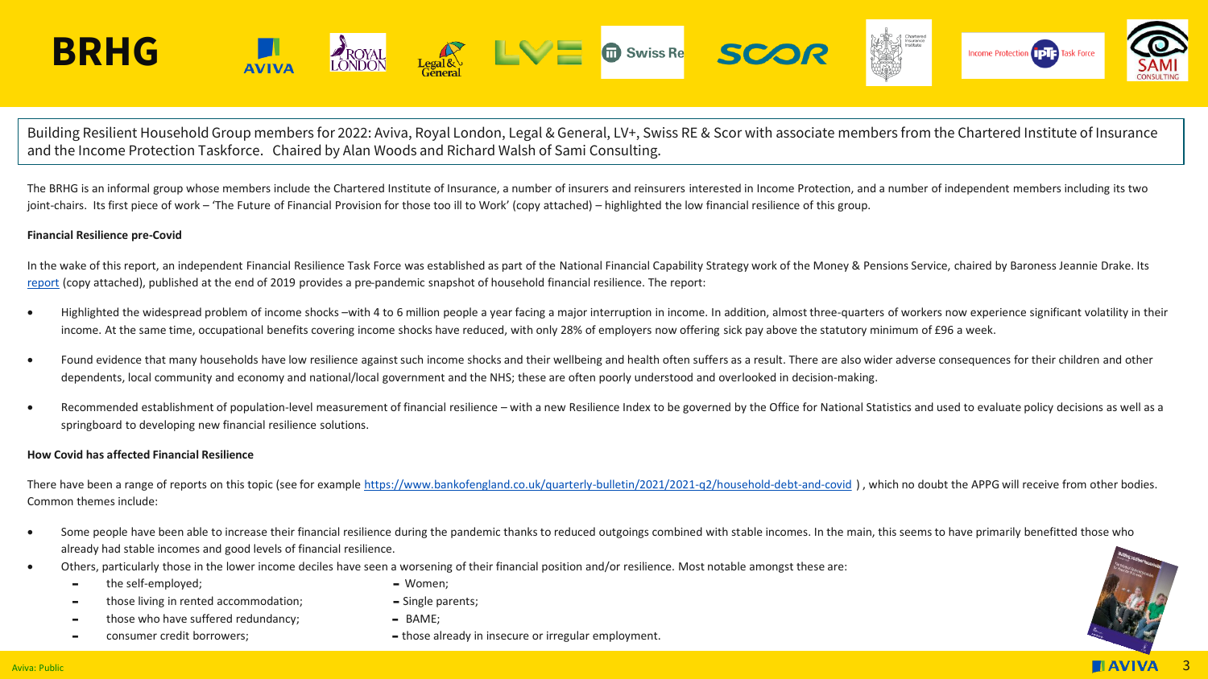# BRHG

Building Resilient Household Group members for 2022: Aviva, Royal London, Legal & General, LV+, Swiss RE & Scor with associate members from the Chartered Institute of Insurance and the Income Protection Taskforce. Chaired by Alan Woods and Richard Walsh of Sami Consulting.

The BRHG is an informal group whose members include the Chartered Institute of Insurance, a number of insurers and reinsurers interested in Income Protection, and a number of independent members including its two joint-chairs. Its first piece of work – 'The Future of Financial Provision for those too ill to Work' (copy attached) – highlighted the low financial resilience of this group.

**Financial Resilience pre-Covid**

In the wake of this report, an independent Financial Resilience Task Force was established as part of the National Financial Capability Strategy work of the Money & Pensions Service, chaired by Baroness Jeannie Drake. Its report (copy attached), published at the end of 2019 provides a pre-pandemic snapshot of household financial resilience. The report:

- Highlighted the widespread problem of income shocks –with 4 to 6 million people a year facing a major interruption in income. In addition, almost three-quarters of workers now experience significant volatility in their income. At the same time, occupational benefits covering income shocks have reduced, with only 28% of employers now offering sick pay above the statutory minimum of £96 a week.
- Found evidence that many households have low resilience against such income shocks and their wellbeing and health often suffers as a result. There are also wider adverse consequences for their children and other dependents, local community and economy and national/local government and the NHS; these are often poorly understood and overlooked in decision-making.
- Recommended establishment of population-level measurement of financial resilience – with a new Resilience Index to be governed by the Office for National Statistics and used to evaluate policy decisions as well as a springboard to developing new financial resilience solutions.

**How Covid has affected Financial Resilience**

There have been a range of reports on this topic (see for example https://www.bankofengland.co.uk/quarterly-bulletin/2021/2021-q2/household-debt-and-covid ) , which no doubt the APPG will receive from other bodies. Common themes include:

- Some people have been able to increase their financial resilience during the pandemic thanks to reduced outgoings combined with stable incomes. In the main, this seems to have primarily benefitted those who already had stable incomes and good levels of financial resilience.
- Others, particularly those in the lower income deciles have seen a worsening of their financial position and/or resilience. Most notable amongst these are:
  - the self-employed;
  - those living in rented accommodation;
  - those who have suffered redundancy;
  - consumer credit borrowers;
  - Women;
  - Single parents;
  - BAME;
  - those already in insecure or irregular employment.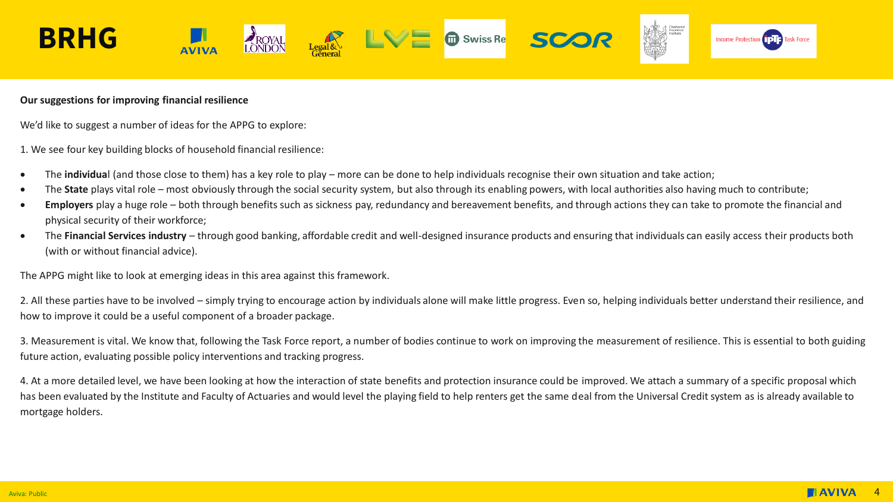**Our suggestions for improving financial resilience**

We'd like to suggest a number of ideas for the APPG to explore:

1. We see four key building blocks of household financial resilience:

- The **individual** (and those close to them) has a key role to play – more can be done to help individuals recognise their own situation and take action;
- The **State** plays vital role – most obviously through the social security system, but also through its enabling powers, with local authorities also having much to contribute;
- **Employers** play a huge role – both through benefits such as sickness pay, redundancy and bereavement benefits, and through actions they can take to promote the financial and physical security of their workforce;
- The **Financial Services industry** – through good banking, affordable credit and well-designed insurance products and ensuring that individuals can easily access their products both (with or without financial advice).

The APPG might like to look at emerging ideas in this area against this framework.

2. All these parties have to be involved – simply trying to encourage action by individuals alone will make little progress. Even so, helping individuals better understand their resilience, and how to improve it could be a useful component of a broader package.

3. Measurement is vital. We know that, following the Task Force report, a number of bodies continue to work on improving the measurement of resilience. This is essential to both guiding future action, evaluating possible policy interventions and tracking progress.

4. At a more detailed level, we have been looking at how the interaction of state benefits and protection insurance could be improved. We attach a summary of a specific proposal which has been evaluated by the Institute and Faculty of Actuaries and would level the playing field to help renters get the same deal from the Universal Credit system as is already available to mortgage holders.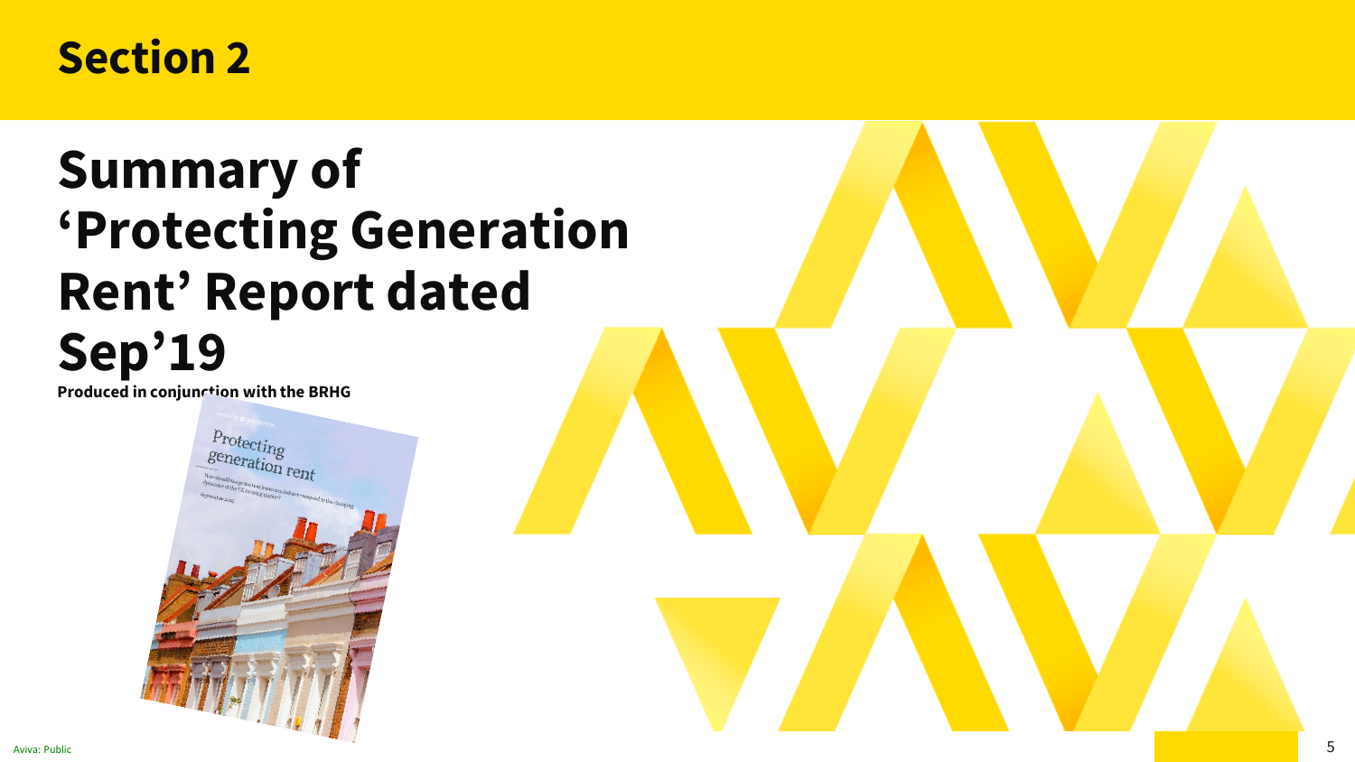# Section 2

## Summary of 'Protecting Generation Rent' Report dated Sep'19

**Produced in conjunction with the BRHG**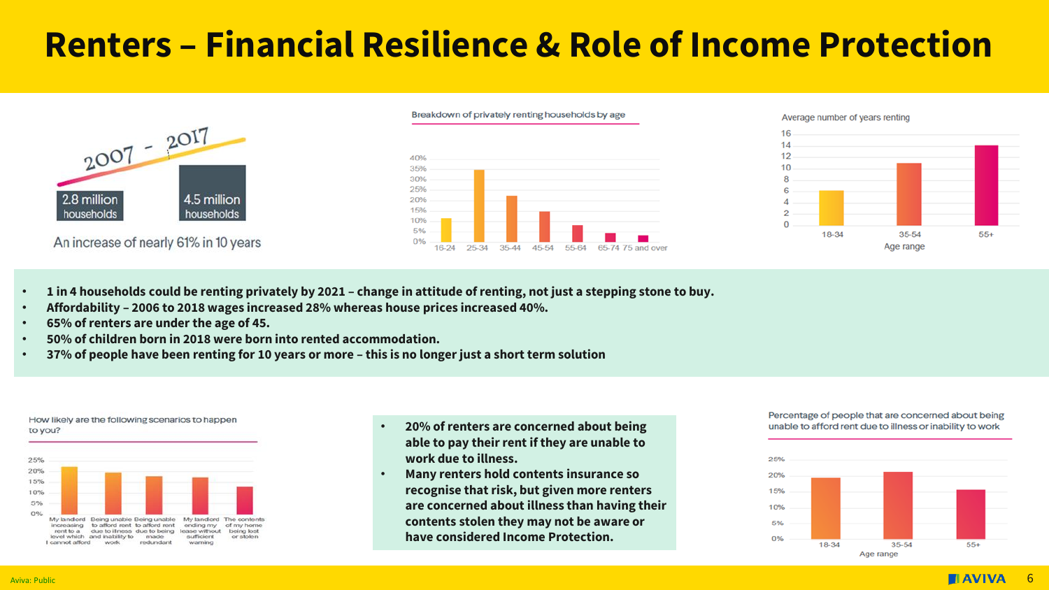# Renters – Financial Resilience & Role of Income Protection

2007 - 2017

2.8 million households

4.5 million households

An increase of nearly 61% in 10 years

Breakdown of privately renting households by age

Average number of years renting

- **1 in 4 households could be renting privately by 2021 – change in attitude of renting, not just a stepping stone to buy.**
- **Affordability – 2006 to 2018 wages increased 28% whereas house prices increased 40%.**
- **65% of renters are under the age of 45.**
- **50% of children born in 2018 were born into rented accommodation.**
- **37% of people have been renting for 10 years or more – this is no longer just a short term solution**

How likely are the following scenarios to happen to you?

- **20% of renters are concerned about being able to pay their rent if they are unable to work due to illness.**
- **Many renters hold contents insurance so recognise that risk, but given more renters are concerned about illness than having their contents stolen they may not be aware or have considered Income Protection.**

Percentage of people that are concerned about being unable to afford rent due to illness or inability to work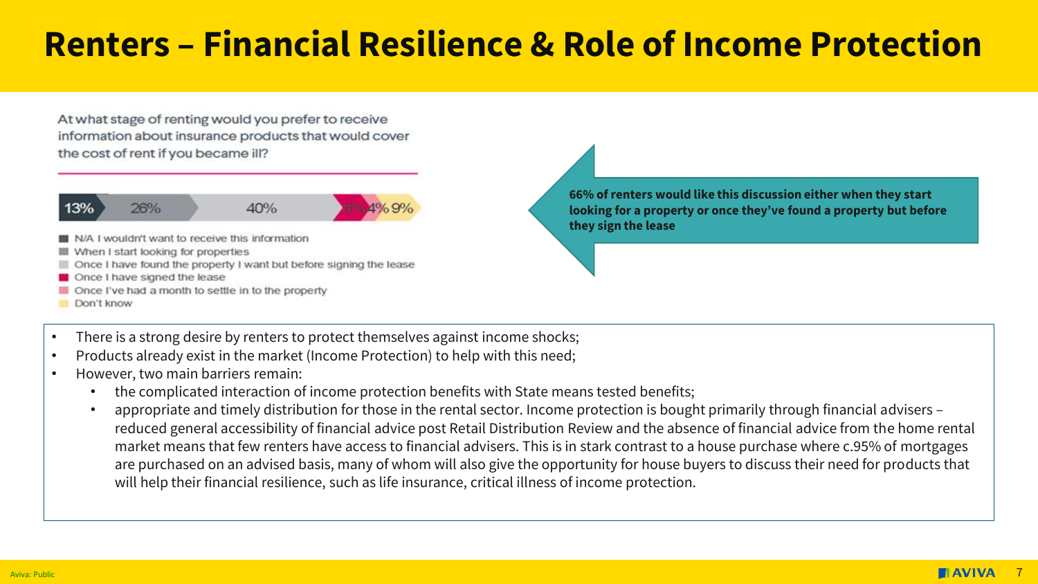# Renters – Financial Resilience & Role of Income Protection

At what stage of renting would you prefer to receive information about insurance products that would cover the cost of rent if you became ill?

13%
26%
40%
8%
4%
9%

- N/A I wouldn't want to receive this information
- When I start looking for properties
- Once I have found the property I want but before signing the lease
- Once I have signed the lease
- Once I've had a month to settle in to the property
- Don't know

**66% of renters would like this discussion either when they start looking for a property or once they've found a property but before they sign the lease**

- There is a strong desire by renters to protect themselves against income shocks;
- Products already exist in the market (Income Protection) to help with this need;
- However, two main barriers remain:
  - the complicated interaction of income protection benefits with State means tested benefits;
  - appropriate and timely distribution for those in the rental sector. Income protection is bought primarily through financial advisers – reduced general accessibility of financial advice post Retail Distribution Review and the absence of financial advice from the home rental market means that few renters have access to financial advisers. This is in stark contrast to a house purchase where c.95% of mortgages are purchased on an advised basis, many of whom will also give the opportunity for house buyers to discuss their need for products that will help their financial resilience, such as life insurance, critical illness of income protection.